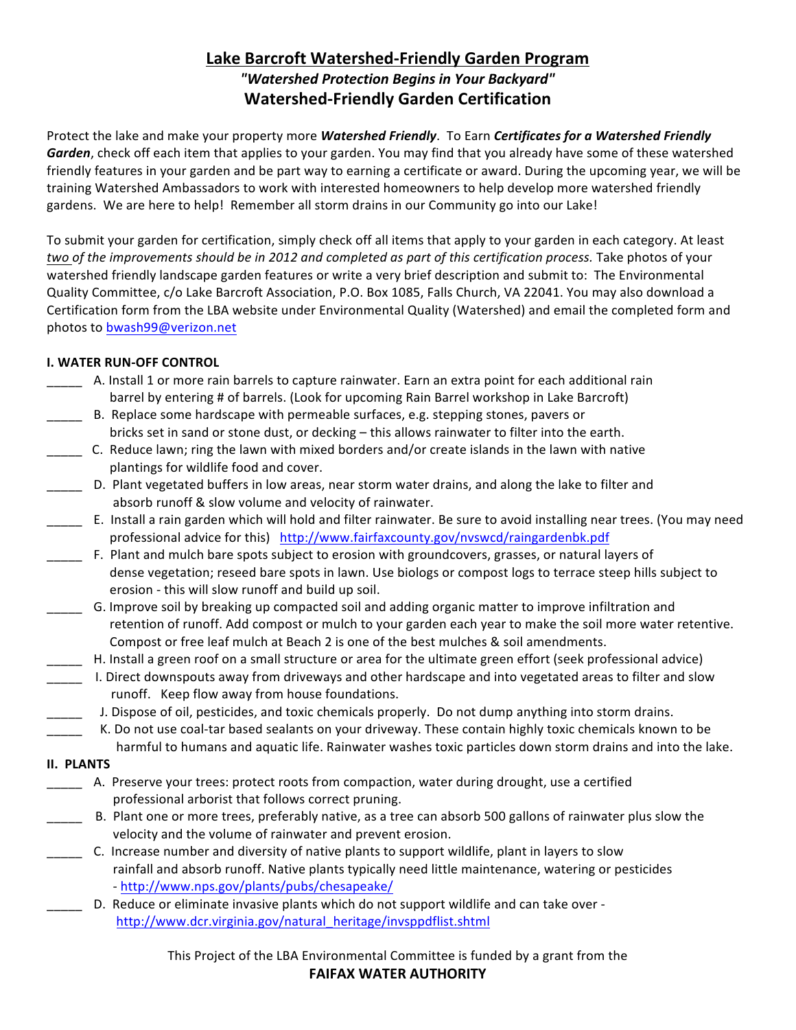# Lake Barcroft Watershed-Friendly Garden Program

## *"Watershed Protection Begins in Your Backyard"*

## Watershed-Friendly Garden Certification

Protect the lake and make your property more ***Watershed Friendly***. To Earn ***Certificates for a Watershed Friendly Garden***, check off each item that applies to your garden. You may find that you already have some of these watershed friendly features in your garden and be part way to earning a certificate or award. During the upcoming year, we will be training Watershed Ambassadors to work with interested homeowners to help develop more watershed friendly gardens. We are here to help! Remember all storm drains in our Community go into our Lake!

To submit your garden for certification, simply check off all items that apply to your garden in each category. At least *two of the improvements should be in 2012 and completed as part of this certification process.* Take photos of your watershed friendly landscape garden features or write a very brief description and submit to: The Environmental Quality Committee, c/o Lake Barcroft Association, P.O. Box 1085, Falls Church, VA 22041. You may also download a Certification form from the LBA website under Environmental Quality (Watershed) and email the completed form and photos to bwash99@verizon.net

### I. WATER RUN-OFF CONTROL

_____ A. Install 1 or more rain barrels to capture rainwater. Earn an extra point for each additional rain barrel by entering # of barrels. (Look for upcoming Rain Barrel workshop in Lake Barcroft)

_____ B. Replace some hardscape with permeable surfaces, e.g. stepping stones, pavers or bricks set in sand or stone dust, or decking – this allows rainwater to filter into the earth.

_____ C. Reduce lawn; ring the lawn with mixed borders and/or create islands in the lawn with native plantings for wildlife food and cover.

_____ D. Plant vegetated buffers in low areas, near storm water drains, and along the lake to filter and absorb runoff & slow volume and velocity of rainwater.

_____ E. Install a rain garden which will hold and filter rainwater. Be sure to avoid installing near trees. (You may need professional advice for this) http://www.fairfaxcounty.gov/nvswcd/raingardenbk.pdf

_____ F. Plant and mulch bare spots subject to erosion with groundcovers, grasses, or natural layers of dense vegetation; reseed bare spots in lawn. Use biologs or compost logs to terrace steep hills subject to erosion - this will slow runoff and build up soil.

_____ G. Improve soil by breaking up compacted soil and adding organic matter to improve infiltration and retention of runoff. Add compost or mulch to your garden each year to make the soil more water retentive. Compost or free leaf mulch at Beach 2 is one of the best mulches & soil amendments.

_____ H. Install a green roof on a small structure or area for the ultimate green effort (seek professional advice)

_____ I. Direct downspouts away from driveways and other hardscape and into vegetated areas to filter and slow runoff. Keep flow away from house foundations.

_____ J. Dispose of oil, pesticides, and toxic chemicals properly. Do not dump anything into storm drains.

_____ K. Do not use coal-tar based sealants on your driveway. These contain highly toxic chemicals known to be harmful to humans and aquatic life. Rainwater washes toxic particles down storm drains and into the lake.

### II. PLANTS

_____ A. Preserve your trees: protect roots from compaction, water during drought, use a certified professional arborist that follows correct pruning.

_____ B. Plant one or more trees, preferably native, as a tree can absorb 500 gallons of rainwater plus slow the velocity and the volume of rainwater and prevent erosion.

_____ C. Increase number and diversity of native plants to support wildlife, plant in layers to slow rainfall and absorb runoff. Native plants typically need little maintenance, watering or pesticides - http://www.nps.gov/plants/pubs/chesapeake/

_____ D. Reduce or eliminate invasive plants which do not support wildlife and can take over - http://www.dcr.virginia.gov/natural_heritage/invsppdflist.shtml

This Project of the LBA Environmental Committee is funded by a grant from the

**FAIFAX WATER AUTHORITY**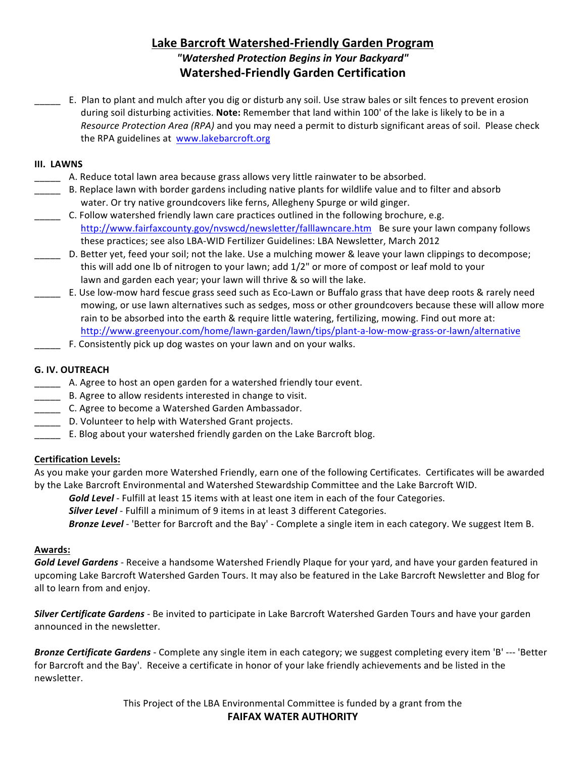# Lake Barcroft Watershed-Friendly Garden Program

### *"Watershed Protection Begins in Your Backyard"*

## Watershed-Friendly Garden Certification

_____ E. Plan to plant and mulch after you dig or disturb any soil. Use straw bales or silt fences to prevent erosion during soil disturbing activities. **Note:** Remember that land within 100' of the lake is likely to be in a *Resource Protection Area (RPA)* and you may need a permit to disturb significant areas of soil. Please check the RPA guidelines at www.lakebarcroft.org

**III. LAWNS**

_____ A. Reduce total lawn area because grass allows very little rainwater to be absorbed.

_____ B. Replace lawn with border gardens including native plants for wildlife value and to filter and absorb water. Or try native groundcovers like ferns, Allegheny Spurge or wild ginger.

_____ C. Follow watershed friendly lawn care practices outlined in the following brochure, e.g. http://www.fairfaxcounty.gov/nvswcd/newsletter/falllawncare.htm Be sure your lawn company follows these practices; see also LBA-WID Fertilizer Guidelines: LBA Newsletter, March 2012

_____ D. Better yet, feed your soil; not the lake. Use a mulching mower & leave your lawn clippings to decompose; this will add one lb of nitrogen to your lawn; add 1/2" or more of compost or leaf mold to your lawn and garden each year; your lawn will thrive & so will the lake.

_____ E. Use low-mow hard fescue grass seed such as Eco-Lawn or Buffalo grass that have deep roots & rarely need mowing, or use lawn alternatives such as sedges, moss or other groundcovers because these will allow more rain to be absorbed into the earth & require little watering, fertilizing, mowing. Find out more at: http://www.greenyour.com/home/lawn-garden/lawn/tips/plant-a-low-mow-grass-or-lawn/alternative

_____ F. Consistently pick up dog wastes on your lawn and on your walks.

**G. IV. OUTREACH**

_____ A. Agree to host an open garden for a watershed friendly tour event.

_____ B. Agree to allow residents interested in change to visit.

_____ C. Agree to become a Watershed Garden Ambassador.

_____ D. Volunteer to help with Watershed Grant projects.

_____ E. Blog about your watershed friendly garden on the Lake Barcroft blog.

**Certification Levels:**

As you make your garden more Watershed Friendly, earn one of the following Certificates. Certificates will be awarded by the Lake Barcroft Environmental and Watershed Stewardship Committee and the Lake Barcroft WID.

***Gold Level*** - Fulfill at least 15 items with at least one item in each of the four Categories.

***Silver Level*** - Fulfill a minimum of 9 items in at least 3 different Categories.

***Bronze Level*** - 'Better for Barcroft and the Bay' - Complete a single item in each category. We suggest Item B.

**Awards:**

***Gold Level Gardens*** - Receive a handsome Watershed Friendly Plaque for your yard, and have your garden featured in upcoming Lake Barcroft Watershed Garden Tours. It may also be featured in the Lake Barcroft Newsletter and Blog for all to learn from and enjoy.

***Silver Certificate Gardens*** - Be invited to participate in Lake Barcroft Watershed Garden Tours and have your garden announced in the newsletter.

***Bronze Certificate Gardens*** - Complete any single item in each category; we suggest completing every item 'B' --- 'Better for Barcroft and the Bay'. Receive a certificate in honor of your lake friendly achievements and be listed in the newsletter.

This Project of the LBA Environmental Committee is funded by a grant from the

**FAIFAX WATER AUTHORITY**